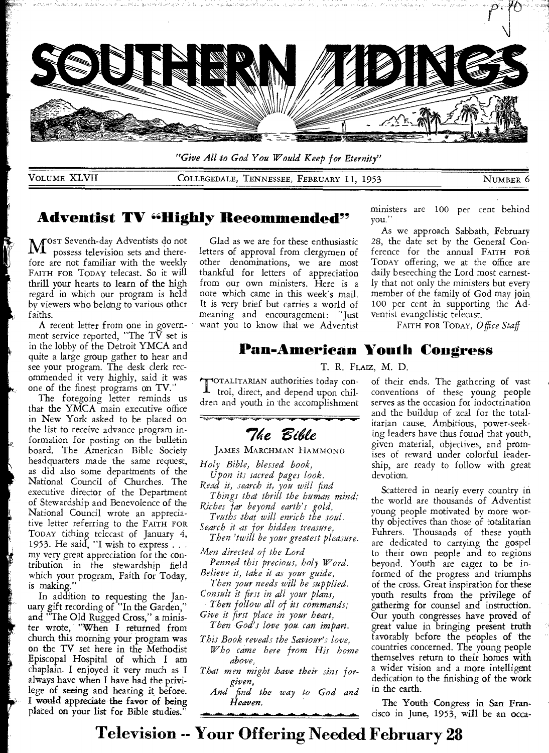# SOUTHERN TIDINGS

*"Give All to God You Would Keep for Eternity"*

VOLUME XLVII — COLLEGEDALE, TENNESSEE, FEBRUARY 11, 1953 — NUMBER 6

## Adventist TV "Highly Recommended"

MOST Seventh-day Adventists do not possess television sets and therefore are not familiar with the weekly FAITH FOR TODAY telecast. So it will thrill your hearts to learn of the high regard in which our program is held by viewers who belong to various other faiths.

A recent letter from one in government service reported, "The TV set is in the lobby of the Detroit YMCA and quite a large group gather to hear and see your program. The desk clerk recommended it very highly, said it was one of the finest programs on TV."

The foregoing letter reminds us that the YMCA main executive office in New York asked to be placed on the list to receive advance program information for posting on the bulletin board. The American Bible Society headquarters made the same request, as did also some departments of the National Council of Churches. The executive director of the Department of Stewardship and Benevolence of the National Council wrote an appreciative letter referring to the FAITH FOR TODAY tithing telecast of January 4, 1953. He said, "I wish to express . . . my very great appreciation for the contribution in the stewardship field which your program, Faith for Today, is making."

In addition to requesting the January gift recording of "In the Garden," and "The Old Rugged Cross," a minister wrote, "When I returned from church this morning your program was on the TV set here in the Methodist Episcopal Hospital of which I am chaplain. I enjoyed it very much as I always have when I have had the privilege of seeing and hearing it before. I would appreciate the favor of being placed on your list for Bible studies."

Glad as we are for these enthusiastic letters of approval from clergymen of other denominations, we are most thankful for letters of appreciation from our own ministers. Here is a note which came in this week's mail. It is very brief but carries a world of meaning and encouragement: "Just want you to know that we Adventist ministers are 100 per cent behind you."

As we approach Sabbath, February 28, the date set by the General Conference for the annual FAITH FOR TODAY offering, we at the office are daily beseeching the Lord most earnestly that not only the ministers but every member of the family of God may join 100 per cent in supporting the Adventist evangelistic telecast.

FAITH FOR TODAY, *Office Staff*

## Pan-American Youth Congress

T. R. FLAIZ, M. D.

TOTALITARIAN authorities today control, direct, and depend upon children and youth in the accomplishment of their ends. The gathering of vast conventions of these young people serves as the occasion for indoctrination and the buildup of zeal for the totalitarian cause. Ambitious, power-seeking leaders have thus found that youth, given material, objectives, and promises of reward under colorful leadership, are ready to follow with great devotion.

Scattered in nearly every country in the world are thousands of Adventist young people motivated by more worthy objectives than those of totalitarian Fuhrers. Thousands of these youth are dedicated to carrying the gospel to their own people and to regions beyond. Youth are eager to be informed of the progress and triumphs of the cross. Great inspiration for these youth results from the privilege of gathering for counsel and instruction. Our youth congresses have proved of great value in bringing present truth favorably before the peoples of the countries concerned. The young people themselves return to their homes with a wider vision and a more intelligent dedication to the finishing of the work in the earth.

The Youth Congress in San Francisco in June, 1953, will be an occa-

### The Bible

JAMES MARCHMAN HAMMOND

*Holy Bible, blessed book,*
*Upon its sacred pages look.*
*Read it, search it, you will find*
*Things that thrill the human mind;*
*Riches far beyond earth's gold,*
*Truths that will enrich the soul.*
*Search it as for hidden treasure,*
*Then 'twill be your greatest pleasure.*

*Men directed of the Lord*
*Penned this precious, holy Word.*
*Believe it, take it as your guide,*
*Then your needs will be supplied.*
*Consult it first in all your plans,*
*Then follow all of its commands;*
*Give it first place in your heart,*
*Then God's love you can impart.*

*This Book reveals the Saviour's love,*
*Who came here from His home above,*
*That men might have their sins forgiven,*
*And find the way to God and Heaven.*

## Television -- Your Offering Needed February 28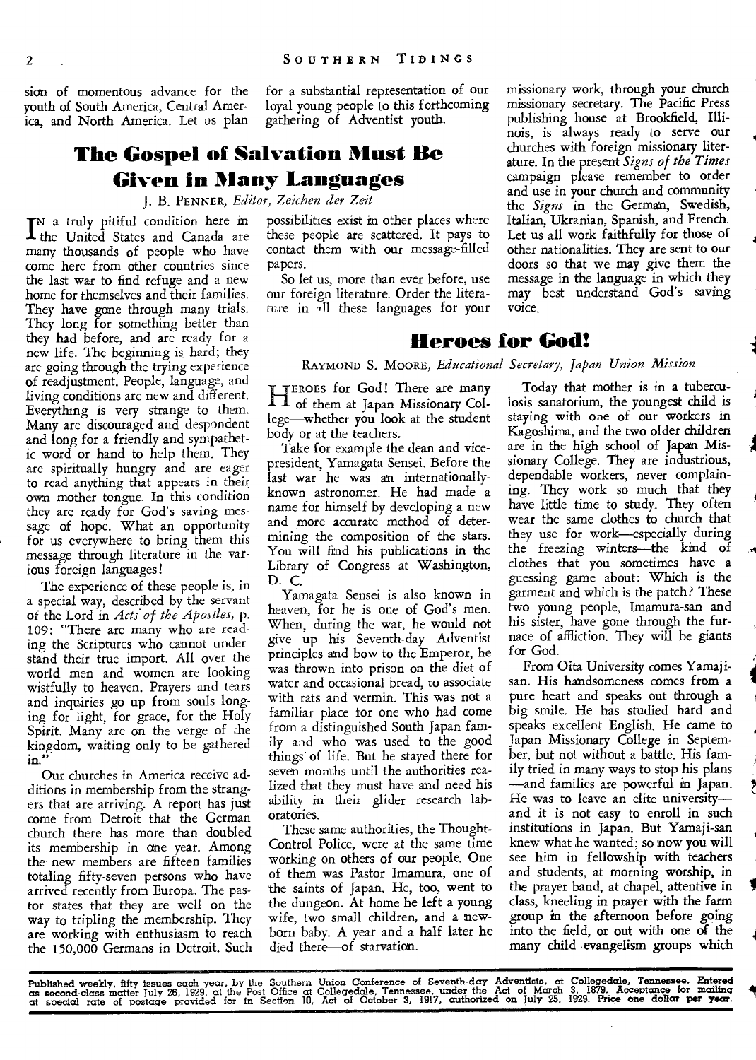sion of momentous advance for the youth of South America, Central America, and North America. Let us plan for a substantial representation of our loyal young people to this forthcoming gathering of Adventist youth.

## The Gospel of Salvation Must Be Given in Many Languages

J. B. PENNER, *Editor, Zeichen der Zeit*

IN a truly pitiful condition here in the United States and Canada are many thousands of people who have come here from other countries since the last war to find refuge and a new home for themselves and their families. They have gone through many trials. They long for something better than they had before, and are ready for a new life. The beginning is hard; they are going through the trying experience of readjustment. People, language, and living conditions are new and different. Everything is very strange to them. Many are discouraged and despondent and long for a friendly and sympathetic word or hand to help them. They are spiritually hungry and are eager to read anything that appears in their own mother tongue. In this condition they are ready for God's saving message of hope. What an opportunity for us everywhere to bring them this message through literature in the various foreign languages!

The experience of these people is, in a special way, described by the servant of the Lord in *Acts of the Apostles*, p. 109: "There are many who are reading the Scriptures who cannot understand their true import. All over the world men and women are looking wistfully to heaven. Prayers and tears and inquiries go up from souls longing for light, for grace, for the Holy Spirit. Many are on the verge of the kingdom, waiting only to be gathered in."

Our churches in America receive additions in membership from the strangers that are arriving. A report has just come from Detroit that the German church there has more than doubled its membership in one year. Among the new members are fifteen families totaling fifty-seven persons who have arrived recently from Europa. The pastor states that they are well on the way to tripling the membership. They are working with enthusiasm to reach the 150,000 Germans in Detroit. Such possibilities exist in other places where these people are scattered. It pays to contact them with our message-filled papers.

So let us, more than ever before, use our foreign literature. Order the literature in all these languages for your missionary work, through your church missionary secretary. The Pacific Press publishing house at Brookfield, Illinois, is always ready to serve our churches with foreign missionary literature. In the present *Signs of the Times* campaign please remember to order and use in your church and community the *Signs* in the German, Swedish, Italian, Ukranian, Spanish, and French. Let us all work faithfully for those of other nationalities. They are sent to our doors so that we may give them the message in the language in which they may best understand God's saving voice.

## Heroes for God!

RAYMOND S. MOORE, *Educational Secretary, Japan Union Mission*

HEROES for God! There are many of them at Japan Missionary College—whether you look at the student body or at the teachers.

Take for example the dean and vice-president, Yamagata Sensei. Before the last war he was an internationally-known astronomer. He had made a name for himself by developing a new and more accurate method of determining the composition of the stars. You will find his publications in the Library of Congress at Washington, D. C.

Yamagata Sensei is also known in heaven, for he is one of God's men. When, during the war, he would not give up his Seventh-day Adventist principles and bow to the Emperor, he was thrown into prison on the diet of water and occasional bread, to associate with rats and vermin. This was not a familiar place for one who had come from a distinguished South Japan family and who was used to the good things of life. But he stayed there for seven months until the authorities realized that they must have and need his ability in their glider research laboratories.

These same authorities, the Thought-Control Police, were at the same time working on others of our people. One of them was Pastor Imamura, one of the saints of Japan. He, too, went to the dungeon. At home he left a young wife, two small children, and a newborn baby. A year and a half later he died there—of starvation.

Today that mother is in a tuberculosis sanatorium, the youngest child is staying with one of our workers in Kagoshima, and the two older children are in the high school of Japan Missionary College. They are industrious, dependable workers, never complaining. They work so much that they have little time to study. They often wear the same clothes to church that they use for work—especially during the freezing winters—the kind of clothes that you sometimes have a guessing game about: Which is the garment and which is the patch? These two young people, Imamura-san and his sister, have gone through the furnace of affliction. They will be giants for God.

From Oita University comes Yamaji-san. His handsomeness comes from a pure heart and speaks out through a big smile. He has studied hard and speaks excellent English. He came to Japan Missionary College in September, but not without a battle. His family tried in many ways to stop his plans—and families are powerful in Japan. He was to leave an elite university—and it is not easy to enroll in such institutions in Japan. But Yamaji-san knew what he wanted; so now you will see him in fellowship with teachers and students, at morning worship, in the prayer band, at chapel, attentive in class, kneeling in prayer with the farm group in the afternoon before going into the field, or out with one of the many child evangelism groups which

Published weekly, fifty issues each year, by the Southern Union Conference of Seventh-day Adventists, at Collegedale, Tennessee. Entered as second-class matter July 26, 1929, at the Post Office at Collegedale, Tennessee, under the Act of March 3, 1879. Acceptance for mailing at special rate of postage provided for in Section 10, Act of October 3, 1917, authorized on July 25, 1929. Price one dollar per year.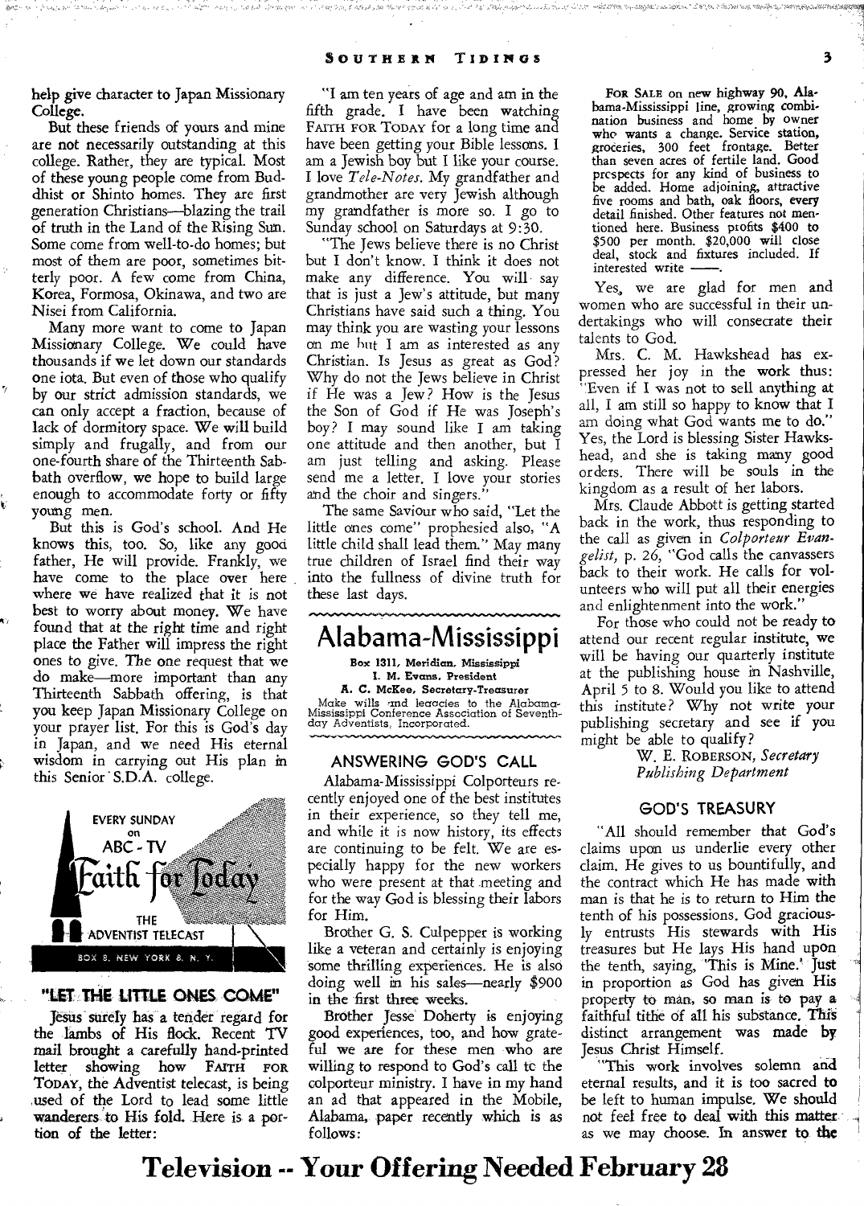help give character to Japan Missionary College.

But these friends of yours and mine are not necessarily outstanding at this college. Rather, they are typical. Most of these young people come from Buddhist or Shinto homes. They are first generation Christians—blazing the trail of truth in the Land of the Rising Sun. Some come from well-to-do homes; but most of them are poor, sometimes bitterly poor. A few come from China, Korea, Formosa, Okinawa, and two are Nisei from California.

Many more want to come to Japan Missionary College. We could have thousands if we let down our standards one iota. But even of those who qualify by our strict admission standards, we can only accept a fraction, because of lack of dormitory space. We will build simply and frugally, and from our one-fourth share of the Thirteenth Sabbath overflow, we hope to build large enough to accommodate forty or fifty young men.

But this is God's school. And He knows this, too. So, like any good father, He will provide. Frankly, we have come to the place over here where we have realized that it is not best to worry about money. We have found that at the right time and right place the Father will impress the right ones to give. The one request that we do make—more important than any Thirteenth Sabbath offering, is that you keep Japan Missionary College on your prayer list. For this is God's day in Japan, and we need His eternal wisdom in carrying out His plan in this Senior S.D.A. college.

EVERY SUNDAY on ABC-TV Faith for Today THE ADVENTIST TELECAST BOX 8, NEW YORK 8, N. Y.

## "LET THE LITTLE ONES COME"

Jesus surely has a tender regard for the lambs of His flock. Recent TV mail brought a carefully hand-printed letter showing how FAITH FOR TODAY, the Adventist telecast, is being used of the Lord to lead some little wanderers to His fold. Here is a portion of the letter:

"I am ten years of age and am in the fifth grade. I have been watching FAITH FOR TODAY for a long time and have been getting your Bible lessons. I am a Jewish boy but I like your course. I love *Tele-Notes*. My grandfather and grandmother are very Jewish although my grandfather is more so. I go to Sunday school on Saturdays at 9:30.

"The Jews believe there is no Christ but I don't know. I think it does not make any difference. You will say that is just a Jew's attitude, but many Christians have said such a thing. You may think you are wasting your lessons on me but I am as interested as any Christian. Is Jesus as great as God? Why do not the Jews believe in Christ if He was a Jew? How is the Jesus the Son of God if He was Joseph's boy? I may sound like I am taking one attitude and then another, but I am just telling and asking. Please send me a letter. I love your stories and the choir and singers."

The same Saviour who said, "Let the little ones come" prophesied also, "A little child shall lead them." May many true children of Israel find their way into the fullness of divine truth for these last days.

# Alabama-Mississippi

Box 1311, Meridian, Mississippi
I. M. Evans, President
A. C. McKee, Secretary-Treasurer
Make wills and legacies to the Alabama-Mississippi Conference Association of Seventh-day Adventists, Incorporated.

## ANSWERING GOD'S CALL

Alabama-Mississippi Colporteurs recently enjoyed one of the best institutes in their experience, so they tell me, and while it is now history, its effects are continuing to be felt. We are especially happy for the new workers who were present at that meeting and for the way God is blessing their labors for Him.

Brother G. S. Culpepper is working like a veteran and certainly is enjoying some thrilling experiences. He is also doing well in his sales—nearly $900 in the first three weeks.

Brother Jesse Doherty is enjoying good experiences, too, and how grateful we are for these men who are willing to respond to God's call to the colporteur ministry. I have in my hand an ad that appeared in the Mobile, Alabama, paper recently which is as follows:

FOR SALE on new highway 90, Alabama-Mississippi line, growing combination business and home by owner who wants a change. Service station, groceries, 300 feet frontage. Better than seven acres of fertile land. Good prospects for any kind of business to be added. Home adjoining, attractive five rooms and bath, oak floors, every detail finished. Other features not mentioned here. Business profits $400 to $500 per month. $20,000 will close deal, stock and fixtures included. If interested write ——.

Yes, we are glad for men and women who are successful in their undertakings who will consecrate their talents to God.

Mrs. C. M. Hawkshead has expressed her joy in the work thus: "Even if I was not to sell anything at all, I am still so happy to know that I am doing what God wants me to do." Yes, the Lord is blessing Sister Hawkshead, and she is taking many good orders. There will be souls in the kingdom as a result of her labors.

Mrs. Claude Abbott is getting started back in the work, thus responding to the call as given in *Colporteur Evangelist*, p. 26, "God calls the canvassers back to their work. He calls for volunteers who will put all their energies and enlightenment into the work."

For those who could not be ready to attend our recent regular institute, we will be having our quarterly institute at the publishing house in Nashville, April 5 to 8. Would you like to attend this institute? Why not write your publishing secretary and see if you might be able to qualify?

W. E. ROBERSON, *Secretary*
*Publishing Department*

## GOD'S TREASURY

"All should remember that God's claims upon us underlie every other claim. He gives to us bountifully, and the contract which He has made with man is that he is to return to Him the tenth of his possessions. God graciously entrusts His stewards with His treasures but He lays His hand upon the tenth, saying, 'This is Mine.' Just in proportion as God has given His property to man, so man is to pay a faithful tithe of all his substance. This distinct arrangement was made by Jesus Christ Himself.

"This work involves solemn and eternal results, and it is too sacred to be left to human impulse. We should not feel free to deal with this matter as we may choose. In answer to the

**Television -- Your Offering Needed February 28**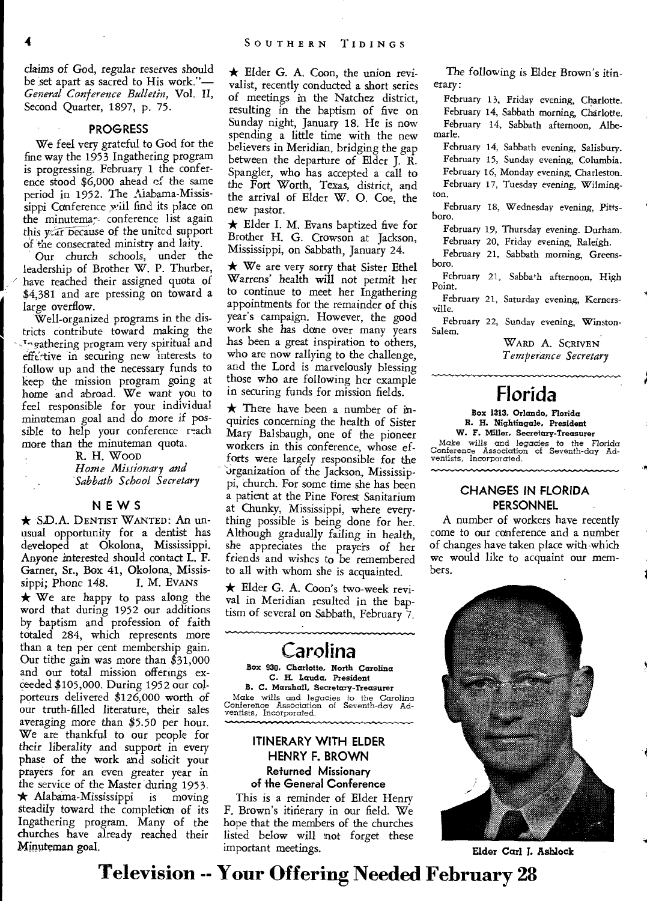claims of God, regular reserves should be set apart as sacred to His work."—*General Conference Bulletin*, Vol. II, Second Quarter, 1897, p. 75.

### PROGRESS

We feel very grateful to God for the fine way the 1953 Ingathering program is progressing. February 1 the conference stood $6,000 ahead of the same period in 1952. The Alabama-Mississippi Conference will find its place on the minuteman conference list again this year because of the united support of the consecrated ministry and laity.

Our church schools, under the leadership of Brother W. P. Thurber, have reached their assigned quota of $4,381 and are pressing on toward a large overflow.

Well-organized programs in the districts contribute toward making the Ingathering program very spiritual and effective in securing new interests to follow up and the necessary funds to keep the mission program going at home and abroad. We want you to feel responsible for your individual minuteman goal and do more if possible to help your conference reach more than the minuteman quota.

R. H. WOOD
*Home Missionary and Sabbath School Secretary*

### NEWS

★ S.D.A. DENTIST WANTED: An unusual opportunity for a dentist has developed at Okolona, Mississippi. Anyone interested should contact L. F. Garner, Sr., Box 41, Okolona, Mississippi; Phone 148. I. M. EVANS

★ We are happy to pass along the word that during 1952 our additions by baptism and profession of faith totaled 284, which represents more than a ten per cent membership gain. Our tithe gain was more than $31,000 and our total mission offerings exceeded $105,000. During 1952 our colporteurs delivered $126,000 worth of our truth-filled literature, their sales averaging more than $5.50 per hour. We are thankful to our people for their liberality and support in every phase of the work and solicit your prayers for an even greater year in the service of the Master during 1953.

★ Alabama-Mississippi is moving steadily toward the completion of its Ingathering program. Many of the churches have already reached their Minuteman goal.

★ Elder G. A. Coon, the union revivalist, recently conducted a short series of meetings in the Natchez district, resulting in the baptism of five on Sunday night, January 18. He is now spending a little time with the new believers in Meridian, bridging the gap between the departure of Elder J. R. Spangler, who has accepted a call to the Fort Worth, Texas, district, and the arrival of Elder W. O. Coe, the new pastor.

★ Elder I. M. Evans baptized five for Brother H. G. Crowson at Jackson, Mississippi, on Sabbath, January 24.

★ We are very sorry that Sister Ethel Warrens' health will not permit her to continue to meet her Ingathering appointments for the remainder of this year's campaign. However, the good work she has done over many years has been a great inspiration to others, who are now rallying to the challenge, and the Lord is marvelously blessing those who are following her example in securing funds for mission fields.

★ There have been a number of inquiries concerning the health of Sister Mary Balsbaugh, one of the pioneer workers in this conference, whose efforts were largely responsible for the organization of the Jackson, Mississippi, church. For some time she has been a patient at the Pine Forest Sanitarium at Chunky, Mississippi, where everything possible is being done for her. Although gradually failing in health, she appreciates the prayers of her friends and wishes to be remembered to all with whom she is acquainted.

★ Elder G. A. Coon's two-week revival in Meridian resulted in the baptism of several on Sabbath, February 7.

## Carolina

**Box 930, Charlotte, North Carolina**
**C. H. Lauda, President**
**B. C. Marshall, Secretary-Treasurer**
Make wills and legacies to the Carolina Conference Association of Seventh-day Adventists, Incorporated.

### ITINERARY WITH ELDER HENRY F. BROWN
#### Returned Missionary of the General Conference

This is a reminder of Elder Henry F. Brown's itinerary in our field. We hope that the members of the churches listed below will not forget these important meetings.

The following is Elder Brown's itinerary:

February 13, Friday evening, Charlotte.
February 14, Sabbath morning, Charlotte.
February 14, Sabbath afternoon, Albemarle.
February 14, Sabbath evening, Salisbury.
February 15, Sunday evening, Columbia.
February 16, Monday evening, Charleston.
February 17, Tuesday evening, Wilmington.
February 18, Wednesday evening, Pittsboro.
February 19, Thursday evening, Durham.
February 20, Friday evening, Raleigh.
February 21, Sabbath morning, Greensboro.
February 21, Sabbath afternoon, High Point.
February 21, Saturday evening, Kernersville.
February 22, Sunday evening, Winston-Salem.

WARD A. SCRIVEN
*Temperance Secretary*

## Florida

**Box 1313, Orlando, Florida**
**R. H. Nightingale, President**
**W. F. Miller, Secretary-Treasurer**
Make wills and legacies to the Florida Conference Association of Seventh-day Adventists, Incorporated.

### CHANGES IN FLORIDA PERSONNEL

A number of workers have recently come to our conference and a number of changes have taken place with which we would like to acquaint our members.

Elder Carl J. Ashlock

**Television -- Your Offering Needed February 28**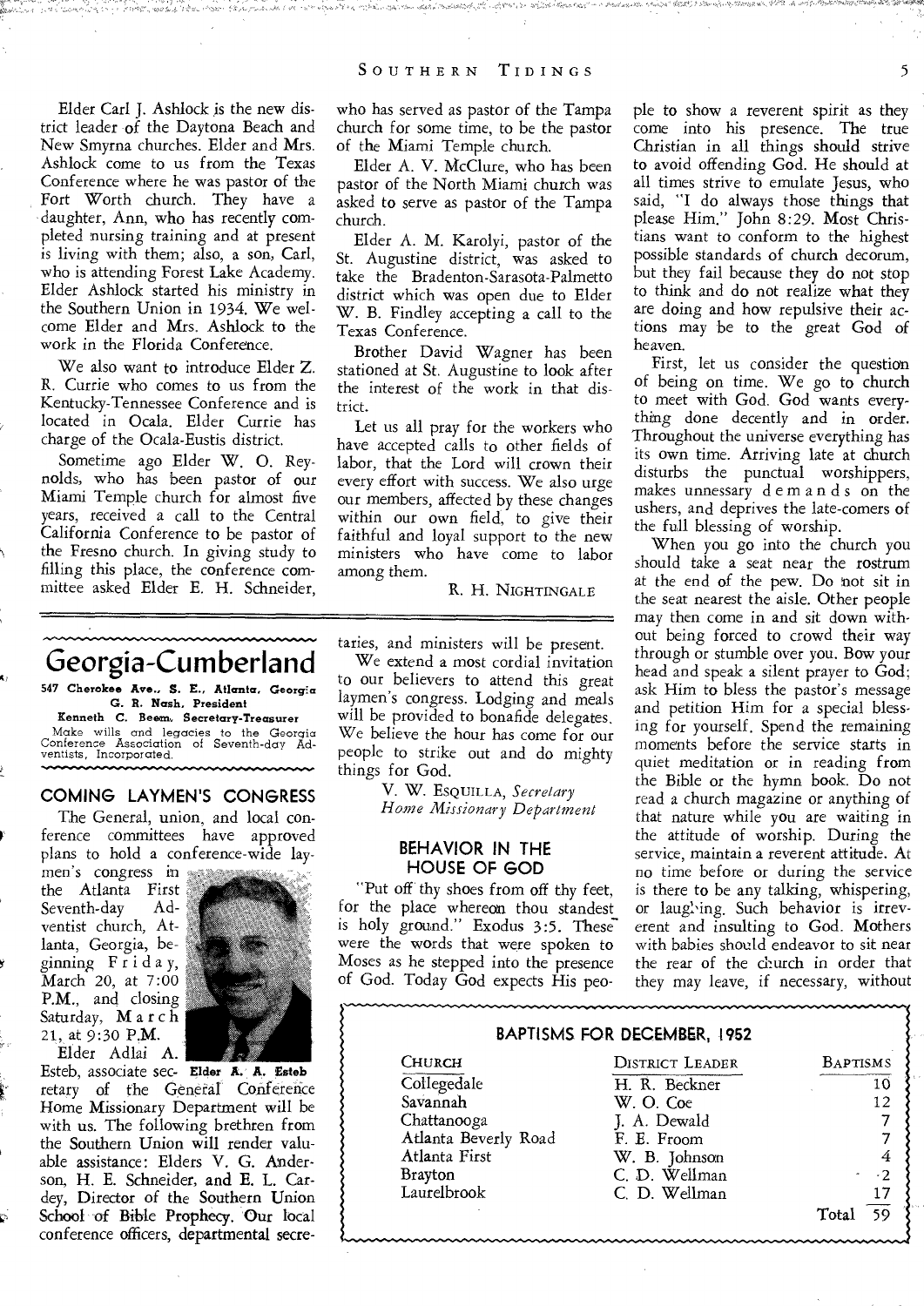Elder Carl J. Ashlock is the new district leader of the Daytona Beach and New Smyrna churches. Elder and Mrs. Ashlock come to us from the Texas Conference where he was pastor of the Fort Worth church. They have a daughter, Ann, who has recently completed nursing training and at present is living with them; also, a son, Carl, who is attending Forest Lake Academy. Elder Ashlock started his ministry in the Southern Union in 1934. We welcome Elder and Mrs. Ashlock to the work in the Florida Conference.

We also want to introduce Elder Z. R. Currie who comes to us from the Kentucky-Tennessee Conference and is located in Ocala. Elder Currie has charge of the Ocala-Eustis district.

Sometime ago Elder W. O. Reynolds, who has been pastor of our Miami Temple church for almost five years, received a call to the Central California Conference to be pastor of the Fresno church. In giving study to filling this place, the conference committee asked Elder E. H. Schneider, who has served as pastor of the Tampa church for some time, to be the pastor of the Miami Temple church.

Elder A. V. McClure, who has been pastor of the North Miami church was asked to serve as pastor of the Tampa church.

Elder A. M. Karolyi, pastor of the St. Augustine district, was asked to take the Bradenton-Sarasota-Palmetto district which was open due to Elder W. B. Findley accepting a call to the Texas Conference.

Brother David Wagner has been stationed at St. Augustine to look after the interest of the work in that district.

Let us all pray for the workers who have accepted calls to other fields of labor, that the Lord will crown their every effort with success. We also urge our members, affected by these changes within our own field, to give their faithful and loyal support to the new ministers who have come to labor among them.

R. H. NIGHTINGALE

# Georgia-Cumberland

**547 Cherokee Ave., S. E., Atlanta, Georgia**
**G. R. Nash, President**
**Kenneth C. Beem, Secretary-Treasurer**
Make wills and legacies to the Georgia Conference Association of Seventh-day Adventists, Incorporated.

## COMING LAYMEN'S CONGRESS

The General, union, and local conference committees have approved plans to hold a conference-wide laymen's congress in the Atlanta First Seventh-day Adventist church, Atlanta, Georgia, beginning Friday, March 20, at 7:00 P.M., and closing Saturday, March 21, at 9:30 P.M.

Elder A. A. Esteb

Elder Adlai A. Esteb, associate secretary of the General Conference Home Missionary Department will be with us. The following brethren from the Southern Union will render valuable assistance: Elders V. G. Anderson, H. E. Schneider, and E. L. Cardey, Director of the Southern Union School of Bible Prophecy. Our local conference officers, departmental secretaries, and ministers will be present.

We extend a most cordial invitation to our believers to attend this great laymen's congress. Lodging and meals will be provided to bonafide delegates. We believe the hour has come for our people to strike out and do mighty things for God.

V. W. ESQUILLA, *Secretary*
*Home Missionary Department*

## BEHAVIOR IN THE HOUSE OF GOD

"Put off thy shoes from off thy feet, for the place whereon thou standest is holy ground." Exodus 3:5. These were the words that were spoken to Moses as he stepped into the presence of God. Today God expects His people to show a reverent spirit as they come into his presence. The true Christian in all things should strive to avoid offending God. He should at all times strive to emulate Jesus, who said, "I do always those things that please Him." John 8:29. Most Christians want to conform to the highest possible standards of church decorum, but they fail because they do not stop to think and do not realize what they are doing and how repulsive their actions may be to the great God of heaven.

First, let us consider the question of being on time. We go to church to meet with God. God wants everything done decently and in order. Throughout the universe everything has its own time. Arriving late at church disturbs the punctual worshippers, makes unnessary demands on the ushers, and deprives the late-comers of the full blessing of worship.

When you go into the church you should take a seat near the rostrum at the end of the pew. Do not sit in the seat nearest the aisle. Other people may then come in and sit down without being forced to crowd their way through or stumble over you. Bow your head and speak a silent prayer to God; ask Him to bless the pastor's message and petition Him for a special blessing for yourself. Spend the remaining moments before the service starts in quiet meditation or in reading from the Bible or the hymn book. Do not read a church magazine or anything of that nature while you are waiting in the attitude of worship. During the service, maintain a reverent attitude. At no time before or during the service is there to be any talking, whispering, or laughing. Such behavior is irreverent and insulting to God. Mothers with babies should endeavor to sit near the rear of the church in order that they may leave, if necessary, without

## BAPTISMS FOR DECEMBER, 1952

| Church | District Leader | Baptisms |
|---|---|---|
| Collegedale | H. R. Beckner | 10 |
| Savannah | W. O. Coe | 12 |
| Chattanooga | J. A. Dewald | 7 |
| Atlanta Beverly Road | F. E. Froom | 7 |
| Atlanta First | W. B. Johnson | 4 |
| Brayton | C. D. Wellman | 2 |
| Laurelbrook | C. D. Wellman | 17 |
| | Total | 59 |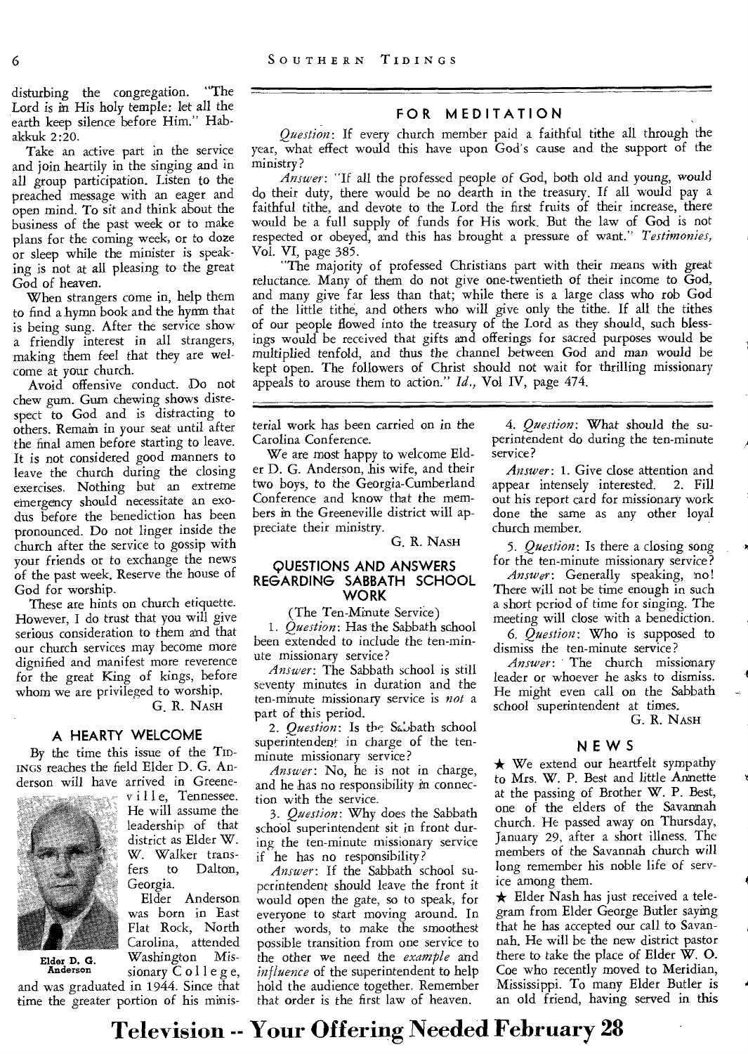disturbing the congregation. "The Lord is in His holy temple: let all the earth keep silence before Him." Habakkuk 2:20.

Take an active part in the service and join heartily in the singing and in all group participation. Listen to the preached message with an eager and open mind. To sit and think about the business of the past week or to make plans for the coming week, or to doze or sleep while the minister is speaking is not at all pleasing to the great God of heaven.

When strangers come in, help them to find a hymn book and the hymn that is being sung. After the service show a friendly interest in all strangers, making them feel that they are welcome at your church.

Avoid offensive conduct. Do not chew gum. Gum chewing shows disrespect to God and is distracting to others. Remain in your seat until after the final amen before starting to leave. It is not considered good manners to leave the church during the closing exercises. Nothing but an extreme emergency should necessitate an exodus before the benediction has been pronounced. Do not linger inside the church after the service to gossip with your friends or to exchange the news of the past week. Reserve the house of God for worship.

These are hints on church etiquette. However, I do trust that you will give serious consideration to them and that our church services may become more dignified and manifest more reverence for the great King of kings, before whom we are privileged to worship.

G. R. NASH

## FOR MEDITATION

*Question*: If every church member paid a faithful tithe all through the year, what effect would this have upon God's cause and the support of the ministry?

*Answer*: "If all the professed people of God, both old and young, would do their duty, there would be no dearth in the treasury. If all would pay a faithful tithe, and devote to the Lord the first fruits of their increase, there would be a full supply of funds for His work. But the law of God is not respected or obeyed, and this has brought a pressure of want." *Testimonies*, Vol. VI, page 385.

"The majority of professed Christians part with their means with great reluctance. Many of them do not give one-twentieth of their income to God, and many give far less than that; while there is a large class who rob God of the little tithe, and others who will give only the tithe. If all the tithes of our people flowed into the treasury of the Lord as they should, such blessings would be received that gifts and offerings for sacred purposes would be multiplied tenfold, and thus the channel between God and man would be kept open. The followers of Christ should not wait for thrilling missionary appeals to arouse them to action." *Id.*, Vol IV, page 474.

## A HEARTY WELCOME

By the time this issue of the TIDINGS reaches the field Elder D. G. Anderson will have arrived in Greeneville, Tennessee. He will assume the leadership of that district as Elder W. W. Walker transfers to Dalton, Georgia.

Elder D. G. Anderson

Elder Anderson was born in East Flat Rock, North Carolina, attended Washington Missionary College, and was graduated in 1944. Since that time the greater portion of his ministerial work has been carried on in the Carolina Conference.

We are most happy to welcome Elder D. G. Anderson, his wife, and their two boys, to the Georgia-Cumberland Conference and know that the members in the Greeneville district will appreciate their ministry.

G. R. NASH

## QUESTIONS AND ANSWERS REGARDING SABBATH SCHOOL WORK

(The Ten-Minute Service)

1. *Question*: Has the Sabbath school been extended to include the ten-minute missionary service?

*Answer*: The Sabbath school is still seventy minutes in duration and the ten-minute missionary service is *not* a part of this period.

2. *Question*: Is the Sabbath school superintendent in charge of the ten-minute missionary service?

*Answer*: No, he is not in charge, and he has no responsibility in connection with the service.

3. *Question*: Why does the Sabbath school superintendent sit in front during the ten-minute missionary service if he has no responsibility?

*Answer*: If the Sabbath school superintendent should leave the front it would open the gate, so to speak, for everyone to start moving around. In other words, to make the smoothest possible transition from one service to the other we need the *example* and *influence* of the superintendent to help hold the audience together. Remember that order is the first law of heaven.

4. *Question*: What should the superintendent do during the ten-minute service?

*Answer*: 1. Give close attention and appear intensely interested. 2. Fill out his report card for missionary work done the same as any other loyal church member.

5. *Question*: Is there a closing song for the ten-minute missionary service?

*Answer*: Generally speaking, no! There will not be time enough in such a short period of time for singing. The meeting will close with a benediction.

6. *Question*: Who is supposed to dismiss the ten-minute service?

*Answer*: The church missionary leader or whoever he asks to dismiss. He might even call on the Sabbath school superintendent at times.

G. R. NASH

## NEWS

★ We extend our heartfelt sympathy to Mrs. W. P. Best and little Annette at the passing of Brother W. P. Best, one of the elders of the Savannah church. He passed away on Thursday, January 29, after a short illness. The members of the Savannah church will long remember his noble life of service among them.

★ Elder Nash has just received a telegram from Elder George Butler saying that he has accepted our call to Savannah. He will be the new district pastor there to take the place of Elder W. O. Coe who recently moved to Meridian, Mississippi. To many Elder Butler is an old friend, having served in this

# Television -- Your Offering Needed February 28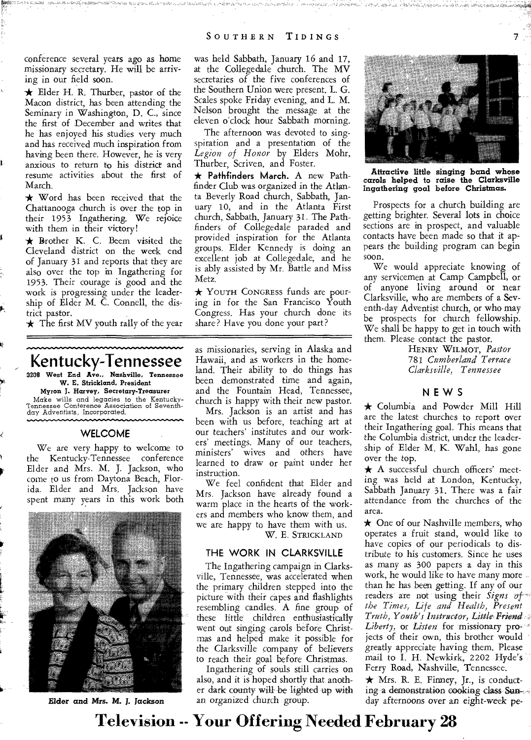conference several years ago as home missionary secretary. He will be arriving in our field soon.

★ Elder H. R. Thurber, pastor of the Macon district, has been attending the Seminary in Washington, D. C., since the first of December and writes that he has enjoyed his studies very much and has received much inspiration from having been there. However, he is very anxious to return to his district and resume activities about the first of March.

★ Word has been received that the Chattanooga church is over the top in their 1953 Ingathering. We rejoice with them in their victory!

★ Brother K. C. Beem visited the Cleveland district on the week end of January 31 and reports that they are also over the top in Ingathering for 1953. Their courage is good and the work is progressing under the leadership of Elder M. C. Connell, the district pastor.

★ The first MV youth rally of the year was held Sabbath, January 16 and 17, at the Collegedale church. The MV secretaries of the five conferences of the Southern Union were present. L. G. Scales spoke Friday evening, and L. M. Nelson brought the message at the eleven o'clock hour Sabbath morning.

The afternoon was devoted to singspiration and a presentation of the *Legion of Honor* by Elders Mohr, Thurber, Scriven, and Foster.

★ **Pathfinders March.** A new Pathfinder Club was organized in the Atlanta Beverly Road church, Sabbath, January 10, and in the Atlanta First church, Sabbath, January 31. The Pathfinders of Collegedale paraded and provided inspiration for the Atlanta groups. Elder Kennedy is doing an excellent job at Collegedale, and he is ably assisted by Mr. Battle and Miss Metz.

★ YOUTH CONGRESS funds are pouring in for the San Francisco Youth Congress. Has your church done its share? Have you done your part?

**Attractive little singing band whose carols helped to raise the Clarksville Ingathering goal before Christmas.**

Prospects for a church building are getting brighter. Several lots in choice sections are in prospect, and valuable contacts have been made so that it appears the building program can begin soon.

We would appreciate knowing of any servicemen at Camp Campbell, or of anyone living around or near Clarksville, who are members of a Seventh-day Adventist church, or who may be prospects for church fellowship. We shall be happy to get in touch with them. Please contact the pastor.

HENRY WILMOT, *Pastor*
781 *Cumberland Terrace*
*Clarksville, Tennessee*

# Kentucky-Tennessee

**3208 West End Ave., Nashville, Tennessee**
**W. E. Strickland, President**
**Myron J. Harvey, Secretary-Treasurer**

Make wills and legacies to the Kentucky-Tennessee Conference Association of Seventh-day Adventists, Incorporated.

### WELCOME

We are very happy to welcome to the Kentucky-Tennessee conference Elder and Mrs. M. J. Jackson, who come to us from Daytona Beach, Florida. Elder and Mrs. Jackson have spent many years in this work both as missionaries, serving in Alaska and Hawaii, and as workers in the homeland. Their ability to do things has been demonstrated time and again, and the Fountain Head, Tennessee, church is happy with their new pastor.

**Elder and Mrs. M. J. Jackson**

Mrs. Jackson is an artist and has been with us before, teaching art at our teachers' institutes and our workers' meetings. Many of our teachers, ministers' wives and others have learned to draw or paint under her instruction.

We feel confident that Elder and Mrs. Jackson have already found a warm place in the hearts of the workers and members who know them, and we are happy to have them with us.

W. E. STRICKLAND

### THE WORK IN CLARKSVILLE

The Ingathering campaign in Clarksville, Tennessee, was accelerated when the primary children stepped into the picture with their capes and flashlights resembling candles. A fine group of these little children enthusiastically went out singing carols before Christmas and helped make it possible for the Clarksville company of believers to reach their goal before Christmas.

Ingathering of souls still carries on also, and it is hoped shortly that another dark county will be lighted up with an organized church group.

### NEWS

★ Columbia and Powder Mill Hill are the latest churches to report over their Ingathering goal. This means that the Columbia district, under the leadership of Elder M. K. Wahl, has gone over the top.

★ A successful church officers' meeting was held at London, Kentucky, Sabbath January 31. There was a fair attendance from the churches of the area.

★ One of our Nashville members, who operates a fruit stand, would like to have copies of our periodicals to distribute to his customers. Since he uses as many as 300 papers a day in this work, he would like to have many more than he has been getting. If any of our readers are not using their *Signs of the Times, Life and Health, Present Truth, Youth's Instructor, Little Friend, Liberty,* or *Listen* for missionary projects of their own, this brother would greatly appreciate having them. Please mail to I. H. Newkirk, 2202 Hyde's Ferry Road, Nashville, Tennessee.

★ Mrs. R. E. Finney, Jr., is conducting a demonstration cooking class Sunday afternoons over an eight-week pe-

**Television -- Your Offering Needed February 28**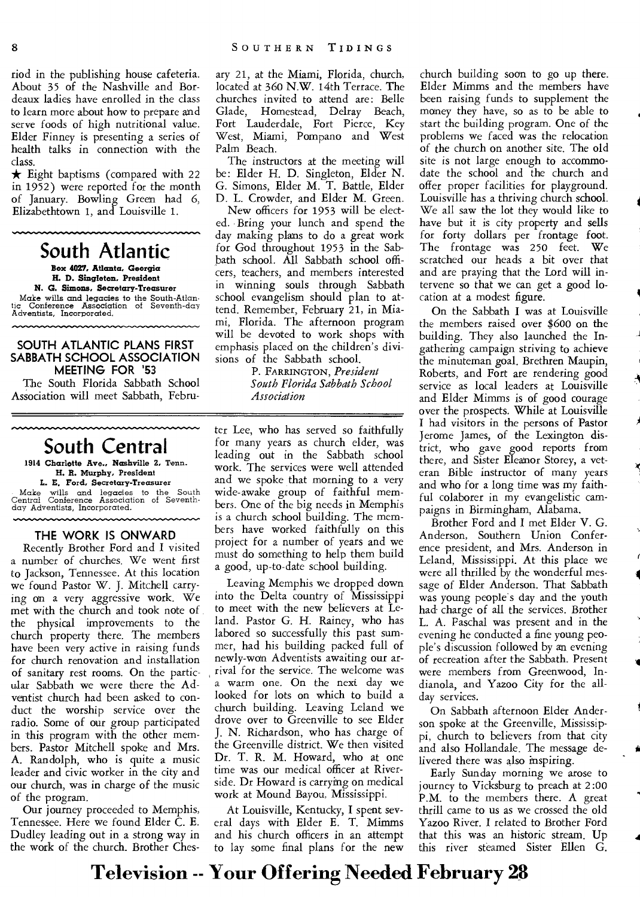riod in the publishing house cafeteria. About 35 of the Nashville and Bordeaux ladies have enrolled in the class to learn more about how to prepare and serve foods of high nutritional value. Elder Finney is presenting a series of health talks in connection with the class.

★ Eight baptisms (compared with 22 in 1952) were reported for the month of January. Bowling Green had 6, Elizabethtown 1, and Louisville 1.

# South Atlantic

**Box 4027, Atlanta, Georgia**
**H. D. Singleton, President**
**N. G. Simons, Secretary-Treasurer**

Make wills and legacies to the South-Atlantic Conference Association of Seventh-day Adventists, Incorporated.

## SOUTH ATLANTIC PLANS FIRST SABBATH SCHOOL ASSOCIATION MEETING FOR '53

The South Florida Sabbath School Association will meet Sabbath, February 21, at the Miami, Florida, church, located at 360 N.W. 14th Terrace. The churches invited to attend are: Belle Glade, Homestead, Delray Beach, Fort Lauderdale, Fort Pierce, Key West, Miami, Pompano and West Palm Beach.

The instructors at the meeting will be: Elder H. D. Singleton, Elder N. G. Simons, Elder M. T. Battle, Elder D. L. Crowder, and Elder M. Green.

New officers for 1953 will be elected. Bring your lunch and spend the day making plans to do a great work for God throughout 1953 in the Sabbath school. All Sabbath school officers, teachers, and members interested in winning souls through Sabbath school evangelism should plan to attend. Remember, February 21, in Miami, Florida. The afternoon program will be devoted to work shops with emphasis placed on the children's divisions of the Sabbath school.

P. Farrington, *President*
*South Florida Sabbath School Association*

# South Central

**1914 Charlotte Ave., Nashville 2, Tenn.**
**H. R. Murphy, President**
**L. E. Ford, Secretary-Treasurer**

Make wills and legacies to the South Central Conference Association of Seventh-day Adventists, Incorporated.

## THE WORK IS ONWARD

Recently Brother Ford and I visited a number of churches. We went first to Jackson, Tennessee. At this location we found Pastor W. J. Mitchell carrying on a very aggressive work. We met with the church and took note of the physical improvements to the church property there. The members have been very active in raising funds for church renovation and installation of sanitary rest rooms. On the particular Sabbath we were there the Adventist church had been asked to conduct the worship service over the radio. Some of our group participated in this program with the other members. Pastor Mitchell spoke and Mrs. A. Randolph, who is quite a music leader and civic worker in the city and our church, was in charge of the music of the program.

Our journey proceeded to Memphis, Tennessee. Here we found Elder C. E. Dudley leading out in a strong way in the work of the church. Brother Chester Lee, who has served so faithfully for many years as church elder, was leading out in the Sabbath school work. The services were well attended and we spoke that morning to a very wide-awake group of faithful members. One of the big needs in Memphis is a church school building. The members have worked faithfully on this project for a number of years and we must do something to help them build a good, up-to-date school building.

Leaving Memphis we dropped down into the Delta country of Mississippi to meet with the new believers at Leland. Pastor G. H. Rainey, who has labored so successfully this past summer, had his building packed full of newly-won Adventists awaiting our arrival for the service. The welcome was a warm one. On the next day we looked for lots on which to build a church building. Leaving Leland we drove over to Greenville to see Elder J. N. Richardson, who has charge of the Greenville district. We then visited Dr. T. R. M. Howard, who at one time was our medical officer at Riverside. Dr Howard is carrying on medical work at Mound Bayou, Mississippi.

At Louisville, Kentucky, I spent several days with Elder E. T. Mimms and his church officers in an attempt to lay some final plans for the new church building soon to go up there. Elder Mimms and the members have been raising funds to supplement the money they have, so as to be able to start the building program. One of the problems we faced was the relocation of the church on another site. The old site is not large enough to accommodate the school and the church and offer proper facilities for playground. Louisville has a thriving church school. We all saw the lot they would like to have but it is city property and sells for forty dollars per frontage foot. The frontage was 250 feet. We scratched our heads a bit over that and are praying that the Lord will intervene so that we can get a good location at a modest figure.

On the Sabbath I was at Louisville the members raised over $600 on the building. They also launched the Ingathering campaign striving to achieve the minuteman goal. Brethren Maupin, Roberts, and Fort are rendering good service as local leaders at Louisville and Elder Mimms is of good courage over the prospects. While at Louisville I had visitors in the persons of Pastor Jerome James, of the Lexington district, who gave good reports from there, and Sister Eleanor Storey, a veteran Bible instructor of many years and who for a long time was my faithful colaborer in my evangelistic campaigns in Birmingham, Alabama.

Brother Ford and I met Elder V. G. Anderson, Southern Union Conference president, and Mrs. Anderson in Leland, Mississippi. At this place we were all thrilled by the wonderful message of Elder Anderson. That Sabbath was young people's day and the youth had charge of all the services. Brother L. A. Paschal was present and in the evening he conducted a fine young people's discussion followed by an evening of recreation after the Sabbath. Present were members from Greenwood, Indianola, and Yazoo City for the all-day services.

On Sabbath afternoon Elder Anderson spoke at the Greenville, Mississippi, church to believers from that city and also Hollandale. The message delivered there was also inspiring.

Early Sunday morning we arose to journey to Vicksburg to preach at 2:00 P.M. to the members there. A great thrill came to us as we crossed the old Yazoo River. I related to Brother Ford that this was an historic stream. Up this river steamed Sister Ellen G.

**Television -- Your Offering Needed February 28**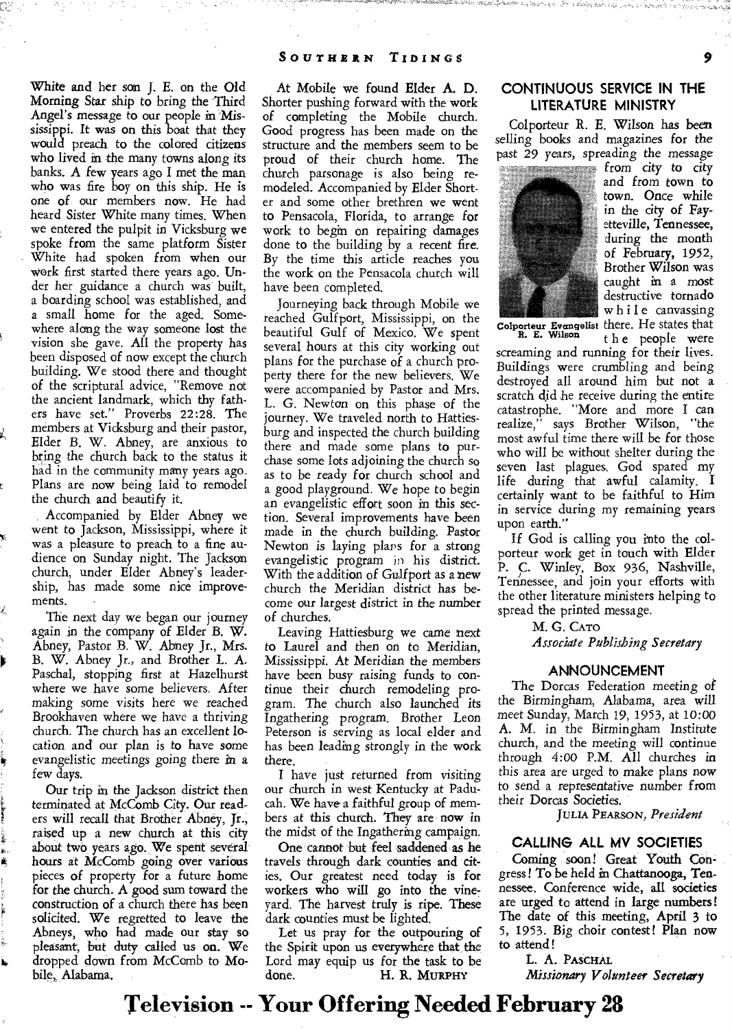White and her son J. E. on the Old Morning Star ship to bring the Third Angel's message to our people in Mississippi. It was on this boat that they would preach to the colored citizens who lived in the many towns along its banks. A few years ago I met the man who was fire boy on this ship. He is one of our members now. He had heard Sister White many times. When we entered the pulpit in Vicksburg we spoke from the same platform Sister White had spoken from when our work first started there years ago. Under her guidance a church was built, a boarding school was established, and a small home for the aged. Somewhere along the way someone lost the vision she gave. All the property has been disposed of now except the church building. We stood there and thought of the scriptural advice, "Remove not the ancient landmark, which thy fathers have set." Proverbs 22:28. The members at Vicksburg and their pastor, Elder B. W. Abney, are anxious to bring the church back to the status it had in the community many years ago. Plans are now being laid to remodel the church and beautify it.

Accompanied by Elder Abney we went to Jackson, Mississippi, where it was a pleasure to preach to a fine audience on Sunday night. The Jackson church, under Elder Abney's leadership, has made some nice improvements.

The next day we began our journey again in the company of Elder B. W. Abney, Pastor B. W. Abney Jr., Mrs. B. W. Abney Jr., and Brother L. A. Paschal, stopping first at Hazelhurst where we have some believers. After making some visits here we reached Brookhaven where we have a thriving church. The church has an excellent location and our plan is to have some evangelistic meetings going there in a few days.

Our trip in the Jackson district then terminated at McComb City. Our readers will recall that Brother Abney, Jr., raised up a new church at this city about two years ago. We spent several hours at McComb going over various pieces of property for a future home for the church. A good sum toward the construction of a church there has been solicited. We regretted to leave the Abneys, who had made our stay so pleasant, but duty called us on. We dropped down from McComb to Mobile, Alabama.

At Mobile we found Elder A. D. Shorter pushing forward with the work of completing the Mobile church. Good progress has been made on the structure and the members seem to be proud of their church home. The church parsonage is also being remodeled. Accompanied by Elder Shorter and some other brethren we went to Pensacola, Florida, to arrange for work to begin on repairing damages done to the building by a recent fire. By the time this article reaches you the work on the Pensacola church will have been completed.

Journeying back through Mobile we reached Gulfport, Mississippi, on the beautiful Gulf of Mexico. We spent several hours at this city working out plans for the purchase of a church property there for the new believers. We were accompanied by Pastor and Mrs. L. G. Newton on this phase of the journey. We traveled north to Hattiesburg and inspected the church building there and made some plans to purchase some lots adjoining the church so as to be ready for church school and a good playground. We hope to begin an evangelistic effort soon in this section. Several improvements have been made in the church building. Pastor Newton is laying plans for a strong evangelistic program in his district. With the addition of Gulfport as a new church the Meridian district has become our largest district in the number of churches.

Leaving Hattiesburg we came next to Laurel and then on to Meridian, Mississippi. At Meridian the members have been busy raising funds to continue their church remodeling program. The church also launched its Ingathering program. Brother Leon Peterson is serving as local elder and has been leading strongly in the work there.

I have just returned from visiting our church in west Kentucky at Paducah. We have a faithful group of members at this church. They are now in the midst of the Ingathering campaign.

One cannot but feel saddened as he travels through dark counties and cities. Our greatest need today is for workers who will go into the vineyard. The harvest truly is ripe. These dark counties must be lighted.

Let us pray for the outpouring of the Spirit upon us everywhere that the Lord may equip us for the task to be done.

H. R. MURPHY

## CONTINUOUS SERVICE IN THE LITERATURE MINISTRY

Colporteur R. E. Wilson has been selling books and magazines for the past 29 years, spreading the message from city to city and from town to town. Once while in the city of Fayetteville, Tennessee, during the month of February, 1952, Brother Wilson was caught in a most destructive tornado while canvassing there. He states that the people were screaming and running for their lives. Buildings were crumbling and being destroyed all around him but not a scratch did he receive during the entire catastrophe. "More and more I can realize," says Brother Wilson, "the most awful time there will be for those who will be without shelter during the seven last plagues. God spared my life during that awful calamity. I certainly want to be faithful to Him in service during my remaining years upon earth."

Colporteur Evangelist R. E. Wilson

If God is calling you into the colporteur work get in touch with Elder P. C. Winley, Box 936, Nashville, Tennessee, and join your efforts with the other literature ministers helping to spread the printed message.

M. G. CATO
*Associate Publishing Secretary*

## ANNOUNCEMENT

The Dorcas Federation meeting of the Birmingham, Alabama, area will meet Sunday, March 19, 1953, at 10:00 A. M. in the Birmingham Institute church, and the meeting will continue through 4:00 P.M. All churches in this area are urged to make plans now to send a representative number from their Dorcas Societies.

JULIA PEARSON, *President*

## CALLING ALL MV SOCIETIES

Coming soon! Great Youth Congress! To be held in Chattanooga, Tennessee. Conference wide, all societies are urged to attend in large numbers! The date of this meeting, April 3 to 5, 1953. Big choir contest! Plan now to attend!

L. A. PASCHAL
*Missionary Volunteer Secretary*

# Television -- Your Offering Needed February 28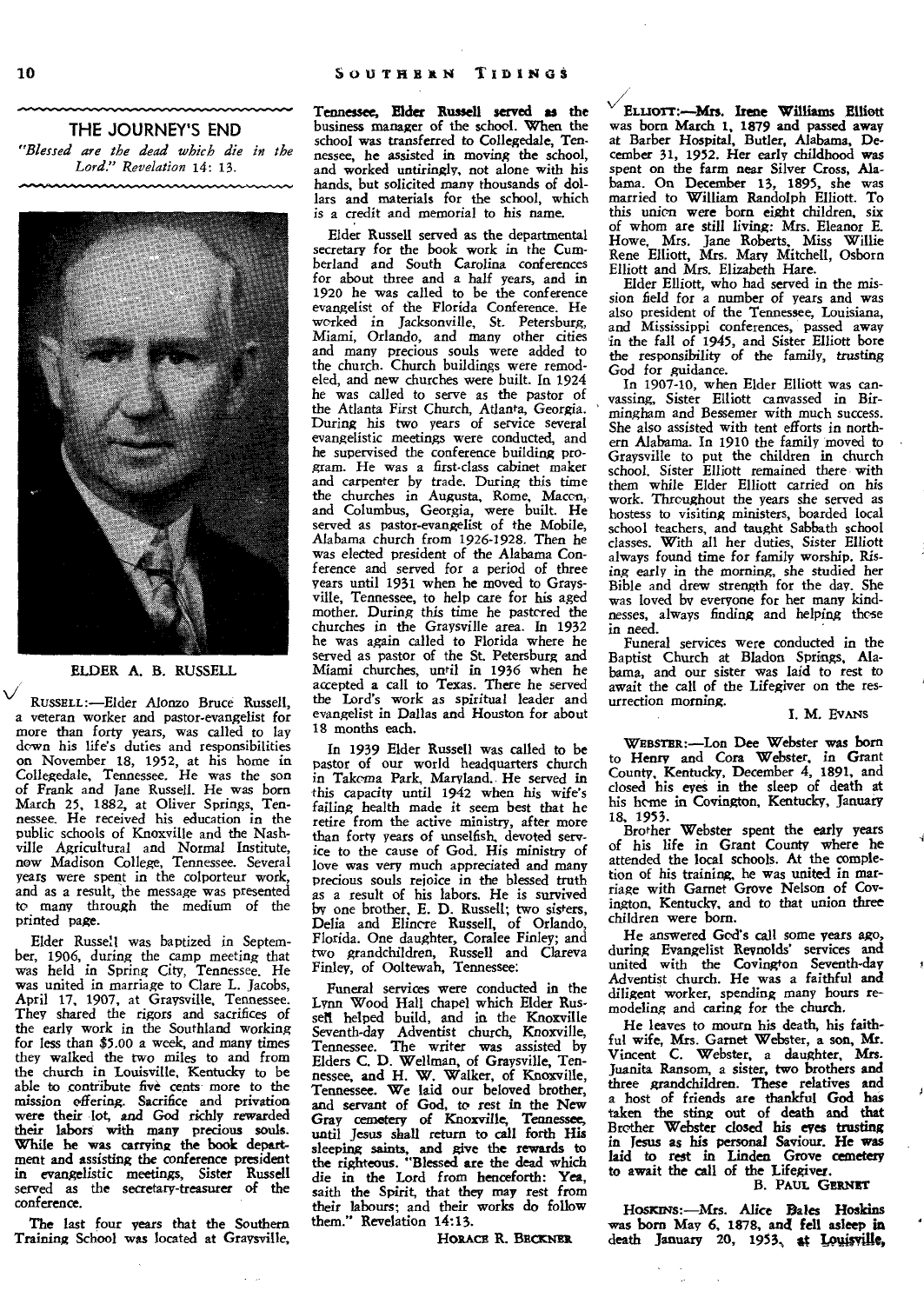## THE JOURNEY'S END

*"Blessed are the dead which die in the Lord." Revelation 14: 13.*

ELDER A. B. RUSSELL

RUSSELL:—Elder Alonzo Bruce Russell, a veteran worker and pastor-evangelist for more than forty years, was called to lay down his life's duties and responsibilities on November 18, 1952, at his home in Collegedale, Tennessee. He was the son of Frank and Jane Russell. He was born March 25, 1882, at Oliver Springs, Tennessee. He received his education in the public schools of Knoxville and the Nashville Agricultural and Normal Institute, now Madison College, Tennessee. Several years were spent in the colporteur work, and as a result, the message was presented to many through the medium of the printed page.

Elder Russell was baptized in September, 1906, during the camp meeting that was held in Spring City, Tennessee. He was united in marriage to Clare L. Jacobs, April 17, 1907, at Graysville, Tennessee. They shared the rigors and sacrifices of the early work in the Southland working for less than $5.00 a week, and many times they walked the two miles to and from the church in Louisville, Kentucky to be able to contribute five cents more to the mission offering. Sacrifice and privation were their lot, and God richly rewarded their labors with many precious souls. While he was carrying the book department and assisting the conference president in evangelistic meetings, Sister Russell served as the secretary-treasurer of the conference.

The last four years that the Southern Training School was located at Graysville, Tennessee, Elder Russell served as the business manager of the school. When the school was transferred to Collegedale, Tennessee, he assisted in moving the school, and worked untiringly, not alone with his hands, but solicited many thousands of dollars and materials for the school, which is a credit and memorial to his name.

Elder Russell served as the departmental secretary for the book work in the Cumberland and South Carolina conferences for about three and a half years, and in 1920 he was called to be the conference evangelist of the Florida Conference. He worked in Jacksonville, St. Petersburg, Miami, Orlando, and many other cities and many precious souls were added to the church. Church buildings were remodeled, and new churches were built. In 1924 he was called to serve as the pastor of the Atlanta First Church, Atlanta, Georgia. During his two years of service several evangelistic meetings were conducted, and he supervised the conference building program. He was a first-class cabinet maker and carpenter by trade. During this time the churches in Augusta, Rome, Macon, and Columbus, Georgia, were built. He served as pastor-evangelist of the Mobile, Alabama church from 1926-1928. Then he was elected president of the Alabama Conference and served for a period of three years until 1931 when he moved to Graysville, Tennessee, to help care for his aged mother. During this time he pastored the churches in the Graysville area. In 1932 he was again called to Florida where he served as pastor of the St. Petersburg and Miami churches, until 1936 when he accepted a call to Texas. There he served the Lord's work as spiritual leader and evangelist in Dallas and Houston for about 18 months each.

In 1939 Elder Russell was called to be pastor of our world headquarters church in Takoma Park, Maryland. He served in this capacity until 1942 when his wife's failing health made it seem best that he retire from the active ministry, after more than forty years of unselfish, devoted service to the cause of God. His ministry of love was very much appreciated and many precious souls rejoice in the blessed truth as a result of his labors. He is survived by one brother, E. D. Russell; two sisters, Delia and Elincre Russell, of Orlando, Florida. One daughter, Coralee Finley; and two grandchildren, Russell and Clareva Finley, of Ooltewah, Tennessee.

Funeral services were conducted in the Lynn Wood Hall chapel which Elder Russell helped build, and in the Knoxville Seventh-day Adventist church, Knoxville, Tennessee. The writer was assisted by Elders C. D. Wellman, of Graysville, Tennessee, and H. W. Walker, of Knoxville, Tennessee. We laid our beloved brother, and servant of God, to rest in the New Gray cemetery of Knoxville, Tennessee, until Jesus shall return to call forth His sleeping saints, and give the rewards to the righteous. "Blessed are the dead which die in the Lord from henceforth: Yea, saith the Spirit, that they may rest from their labours; and their works do follow them." Revelation 14:13.

HORACE R. BECKNER

ELLIOTT:—**Mrs. Irene Williams Elliott** was born March 1, 1879 and passed away at Barber Hospital, Butler, Alabama, December 31, 1952. Her early childhood was spent on the farm near Silver Cross, Alabama. On December 13, 1895, she was married to William Randolph Elliott. To this union were born eight children, six of whom are still living: Mrs. Eleanor E. Howe, Mrs. Jane Roberts, Miss Willie Rene Elliott, Mrs. Mary Mitchell, Osborn Elliott and Mrs. Elizabeth Hare.

Elder Elliott, who had served in the mission field for a number of years and was also president of the Tennessee, Louisiana, and Mississippi conferences, passed away in the fall of 1945, and Sister Elliott bore the responsibility of the family, trusting God for guidance.

In 1907-10, when Elder Elliott was canvassing, Sister Elliott canvassed in Birmingham and Bessemer with much success. She also assisted with tent efforts in northern Alabama. In 1910 the family moved to Graysville to put the children in church school. Sister Elliott remained there with them while Elder Elliott carried on his work. Throughout the years she served as hostess to visiting ministers, boarded local school teachers, and taught Sabbath school classes. With all her duties, Sister Elliott always found time for family worship. Rising early in the morning, she studied her Bible and drew strength for the day. She was loved by everyone for her many kindnesses, always finding and helping those in need.

Funeral services were conducted in the Baptist Church at Bladon Springs, Alabama, and our sister was laid to rest to await the call of the Lifegiver on the resurrection morning.

I. M. EVANS

WEBSTER:—Lon Dee Webster was born to Henry and Cora Webster, in Grant County, Kentucky, December 4, 1891, and closed his eyes in the sleep of death at his home in Covington, Kentucky, January 18, 1953.

Brother Webster spent the early years of his life in Grant County where he attended the local schools. At the completion of his training, he was united in marriage with Garnet Grove Nelson of Covington, Kentucky, and to that union three children were born.

He answered God's call some years ago, during Evangelist Reynolds' services and united with the Covington Seventh-day Adventist church. He was a faithful and diligent worker, spending many hours remodeling and caring for the church.

He leaves to mourn his death, his faithful wife, Mrs. Garnet Webster, a son, Mr. Vincent C. Webster, a daughter, Mrs. Juanita Ransom, a sister, two brothers and three grandchildren. These relatives and a host of friends are thankful God has taken the sting out of death and that Brother Webster closed his eyes trusting in Jesus as his personal Saviour. He was laid to rest in Linden Grove cemetery to await the call of the Lifegiver.

B. PAUL GERNET

HOSKINS:—Mrs. Alice Bales Hoskins was born May 6, 1878, and fell asleep in death January 20, 1953, at Louisville,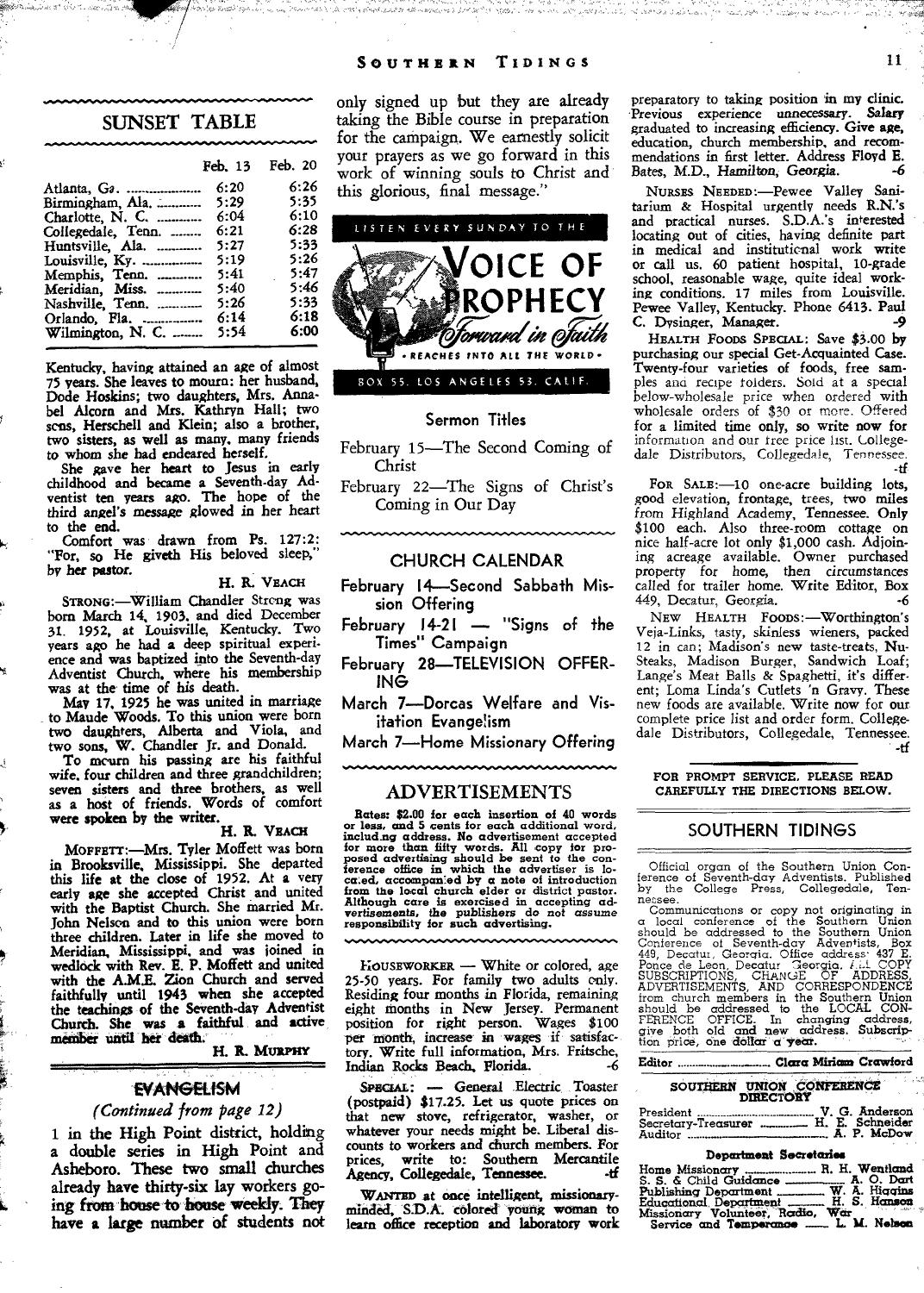## SUNSET TABLE

| | Feb. 13 | Feb. 20 |
|---|---|---|
| Atlanta, Ga. | 6:20 | 6:26 |
| Birmingham, Ala. | 5:29 | 5:35 |
| Charlotte, N. C. | 6:04 | 6:10 |
| Collegedale, Tenn. | 6:21 | 6:28 |
| Huntsville, Ala. | 5:27 | 5:33 |
| Louisville, Ky. | 5:19 | 5:26 |
| Memphis, Tenn. | 5:41 | 5:47 |
| Meridian, Miss. | 5:40 | 5:46 |
| Nashville, Tenn. | 5:26 | 5:33 |
| Orlando, Fla. | 6:14 | 6:18 |
| Wilmington, N. C. | 5:54 | 6:00 |

Kentucky, having attained an age of almost 75 years. She leaves to mourn: her husband, Dode Hoskins; two daughters, Mrs. Annabel Alcorn and Mrs. Kathryn Hall; two sons, Herschell and Klein; also a brother, two sisters, as well as many, many friends to whom she had endeared herself.

She gave her heart to Jesus in early childhood and became a Seventh-day Adventist ten years ago. The hope of the third angel's message glowed in her heart to the end.

Comfort was drawn from Ps. 127:2: "For, so He giveth His beloved sleep," by her pastor.

H. R. VEACH

STRONG:—William Chandler Strong was born March 14, 1903, and died December 31, 1952, at Louisville, Kentucky. Two years ago he had a deep spiritual experience and was baptized into the Seventh-day Adventist Church, where his membership was at the time of his death.

May 17, 1925 he was united in marriage to Maude Woods. To this union were born two daughters, Alberta and Viola, and two sons, W. Chandler Jr. and Donald.

To mourn his passing are his faithful wife, four children and three grandchildren; seven sisters and three brothers, as well as a host of friends. Words of comfort were spoken by the writer.

H. R. VEACH

MOFFETT:—Mrs. Tyler Moffett was born in Brooksville, Mississippi. She departed this life at the close of 1952. At a very early age she accepted Christ and united with the Baptist Church. She married Mr. John Nelson and to this union were born three children. Later in life she moved to Meridian, Mississippi, and was joined in wedlock with Rev. E. P. Moffett and united with the A.M.E. Zion Church and served faithfully until 1943 when she accepted the teachings of the Seventh-day Adventist Church. She was a faithful and active member until her death.

H. R. MURPHY

## EVANGELISM

*(Continued from page 12)*

1 in the High Point district, holding a double series in High Point and Asheboro. These two small churches already have thirty-six lay workers going from house to house weekly. They have a large number of students not only signed up but they are already taking the Bible course in preparation for the campaign. We earnestly solicit your prayers as we go forward in this work of winning souls to Christ and this glorious, final message."

LISTEN EVERY SUNDAY TO THE

**VOICE OF PROPHECY**

*Forward in Faith*

• REACHES INTO ALL THE WORLD •

BOX 55, LOS ANGELES 53, CALIF.

### Sermon Titles

February 15—The Second Coming of Christ

February 22—The Signs of Christ's Coming in Our Day

## CHURCH CALENDAR

February 14—Second Sabbath Mission Offering

February 14-21 — "Signs of the Times" Campaign

February 28—TELEVISION OFFERING

March 7—Dorcas Welfare and Visitation Evangelism

March 7—Home Missionary Offering

## ADVERTISEMENTS

**Rates: $2.00 for each insertion of 40 words or less, and 5 cents for each additional word, including address. No advertisement accepted for more than fifty words. All copy for proposed advertising should be sent to the conference office in which the advertiser is located, accompanied by a note of introduction from the local church elder or district pastor. Although care is exercised in accepting advertisements, the publishers do not assume responsibility for such advertising.**

HOUSEWORKER — White or colored, age 25-50 years. For family two adults only. Residing four months in Florida, remaining eight months in New Jersey. Permanent position for right person. Wages $100 per month, increase in wages if satisfactory. Write full information, Mrs. Fritsche, Indian Rocks Beach, Florida. -6

SPECIAL: — General Electric Toaster (postpaid) $17.25. Let us quote prices on that new stove, refrigerator, washer, or whatever your needs might be. Liberal discounts to workers and church members. For prices, write to: Southern Mercantile Agency, Collegedale, Tennessee. -tf

WANTED at once intelligent, missionary-minded, S.D.A. colored young woman to learn office reception and laboratory work preparatory to taking position in my clinic. Previous experience unnecessary. Salary graduated to increasing efficiency. Give age, education, church membership, and recommendations in first letter. Address Floyd E. Bates, M.D., Hamilton, Georgia. -6

NURSES NEEDED:—Pewee Valley Sanitarium & Hospital urgently needs R.N.'s and practical nurses. S.D.A.'s interested locating out of cities, having definite part in medical and institutional work write or call us. 60 patient hospital, 10-grade school, reasonable wage, quite ideal working conditions. 17 miles from Louisville. Pewee Valley, Kentucky. Phone 6413. Paul C. Dysinger, Manager. -9

HEALTH FOODS SPECIAL: Save $3.00 by purchasing our special Get-Acquainted Case. Twenty-four varieties of foods, free samples and recipe folders. Sold at a special below-wholesale price when ordered with wholesale orders of $30 or more. Offered for a limited time only, so write now for information and our free price list. Collegedale Distributors, Collegedale, Tennessee. -tf

FOR SALE:—10 one-acre building lots, good elevation, frontage, trees, two miles from Highland Academy, Tennessee. Only $100 each. Also three-room cottage on nice half-acre lot only $1,000 cash. Adjoining acreage available. Owner purchased property for home, then circumstances called for trailer home. Write Editor, Box 449, Decatur, Georgia. -6

NEW HEALTH FOODS:—Worthington's Veja-Links, tasty, skinless wieners, packed 12 in can; Madison's new taste-treats, Nu-Steaks, Madison Burger, Sandwich Loaf; Lange's Meat Balls & Spaghetti, it's different; Loma Linda's Cutlets 'n Gravy. These new foods are available. Write now for our complete price list and order form. Collegedale Distributors, Collegedale, Tennessee. -tf

**FOR PROMPT SERVICE, PLEASE READ CAREFULLY THE DIRECTIONS BELOW.**

## SOUTHERN TIDINGS

Official organ of the Southern Union Conference of Seventh-day Adventists. Published by the College Press, Collegedale, Tennessee.

Communications or copy not originating in a local conference of the Southern Union should be addressed to the Southern Union Conference of Seventh-day Adventists, Box 449, Decatur, Georgia. Office address: 437 E. Ponce de Leon, Decatur, Georgia. ALL COPY, SUBSCRIPTIONS, CHANGE OF ADDRESS, ADVERTISEMENTS, AND CORRESPONDENCE from church members in the Southern Union should be addressed to the LOCAL CONFERENCE OFFICE. In changing address, give both old and new address. Subscription price, one dollar a year.

Editor ........ Clara Miriam Crawford

### SOUTHERN UNION CONFERENCE DIRECTORY

President ........ V. G. Anderson
Secretary-Treasurer ........ H. E. Schneider
Auditor ........ A. P. McDow

**Department Secretaries**

Home Missionary ........ R. H. Wentland
S. S. & Child Guidance ........ A. O. Dart
Publishing Department ........ W. A. Higgins
Educational Department ........ H. S. Hanson
Missionary Volunteer, Radio, War Service and Temperance ........ L. M. Nelson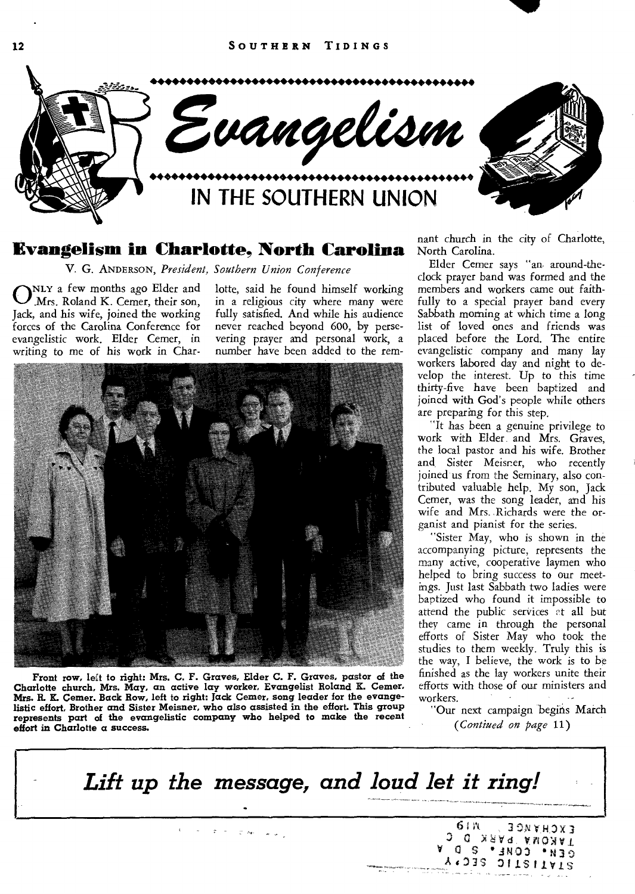# Evangelism IN THE SOUTHERN UNION

## Evangelism in Charlotte, North Carolina

V. G. ANDERSON, *President, Southern Union Conference*

ONLY a few months ago Elder and Mrs. Roland K. Cemer, their son, Jack, and his wife, joined the working forces of the Carolina Conference for evangelistic work. Elder Cemer, in writing to me of his work in Charlotte, said he found himself working in a religious city where many were fully satisfied. And while his audience never reached beyond 600, by persevering prayer and personal work, a number have been added to the remnant church in the city of Charlotte, North Carolina.

**Front row, left to right: Mrs. C. F. Graves, Elder C. F. Graves, pastor of the Charlotte church, Mrs. May, an active lay worker, Evangelist Roland K. Cemer, Mrs. R. K. Cemer. Back Row, left to right: Jack Cemer, song leader for the evangelistic effort, Brother and Sister Meisner, who also assisted in the effort. This group represents part of the evangelistic company who helped to make the recent effort in Charlotte a success.**

Elder Cemer says "an around-the-clock prayer band was formed and the members and workers came out faithfully to a special prayer band every Sabbath morning at which time a long list of loved ones and friends was placed before the Lord. The entire evangelistic company and many lay workers labored day and night to develop the interest. Up to this time thirty-five have been baptized and joined with God's people while others are preparing for this step.

"It has been a genuine privilege to work with Elder and Mrs. Graves, the local pastor and his wife. Brother and Sister Meisner, who recently joined us from the Seminary, also contributed valuable help. My son, Jack Cemer, was the song leader, and his wife and Mrs. Richards were the organist and pianist for the series.

"Sister May, who is shown in the accompanying picture, represents the many active, cooperative laymen who helped to bring success to our meetings. Just last Sabbath two ladies were baptized who found it impossible to attend the public services at all but they came in through the personal efforts of Sister May who took the studies to them weekly. Truly this is the way, I believe, the work is to be finished as the lay workers unite their efforts with those of our ministers and workers.

"Our next campaign begins March

*(Contiued on page 11)*

***Lift up the message, and loud let it ring!***

STATISTIC SEC'Y
GEN. CONF. S D A
TAKOMA PARK D C
EXCHANGE M19